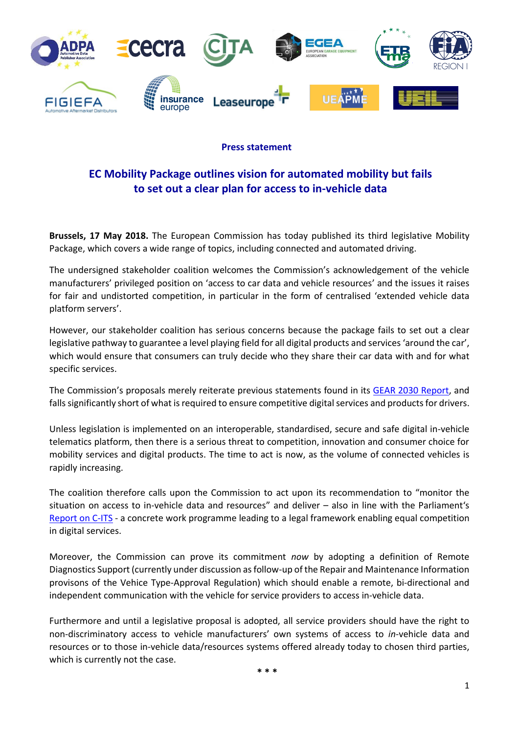**Press statement**

# EC Mobility Package outlines vision for automated mobility but fails to set out a clear plan for access to in-vehicle data

**Brussels, 17 May 2018.** The European Commission has today published its third legislative Mobility Package, which covers a wide range of topics, including connected and automated driving.

The undersigned stakeholder coalition welcomes the Commission's acknowledgement of the vehicle manufacturers' privileged position on 'access to car data and vehicle resources' and the issues it raises for fair and undistorted competition, in particular in the form of centralised 'extended vehicle data platform servers'.

However, our stakeholder coalition has serious concerns because the package fails to set out a clear legislative pathway to guarantee a level playing field for all digital products and services 'around the car', which would ensure that consumers can truly decide who they share their car data with and for what specific services.

The Commission's proposals merely reiterate previous statements found in its GEAR 2030 Report, and falls significantly short of what is required to ensure competitive digital services and products for drivers.

Unless legislation is implemented on an interoperable, standardised, secure and safe digital in-vehicle telematics platform, then there is a serious threat to competition, innovation and consumer choice for mobility services and digital products. The time to act is now, as the volume of connected vehicles is rapidly increasing.

The coalition therefore calls upon the Commission to act upon its recommendation to "monitor the situation on access to in-vehicle data and resources" and deliver – also in line with the Parliament's Report on C-ITS - a concrete work programme leading to a legal framework enabling equal competition in digital services.

Moreover, the Commission can prove its commitment *now* by adopting a definition of Remote Diagnostics Support (currently under discussion as follow-up of the Repair and Maintenance Information provisons of the Vehice Type-Approval Regulation) which should enable a remote, bi-directional and independent communication with the vehicle for service providers to access in-vehicle data.

Furthermore and until a legislative proposal is adopted, all service providers should have the right to non-discriminatory access to vehicle manufacturers' own systems of access to *in*-vehicle data and resources or to those in-vehicle data/resources systems offered already today to chosen third parties, which is currently not the case.

\* \* \*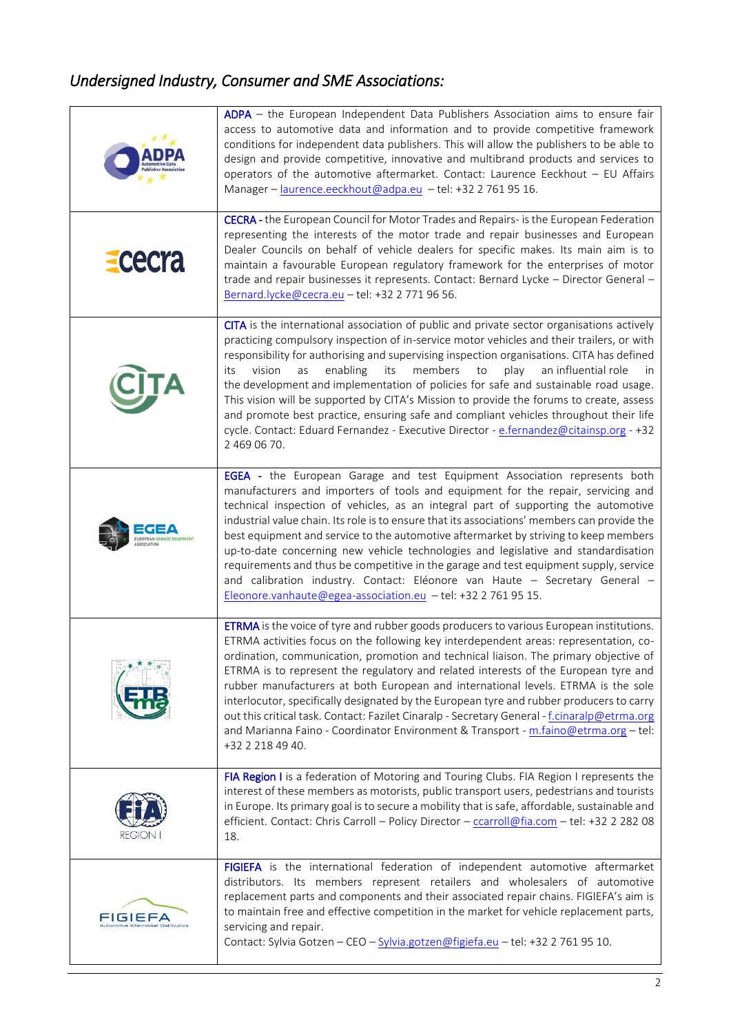## *Undersigned Industry, Consumer and SME Associations:*

| | |
|---|---|
| ADPA | ADPA – the European Independent Data Publishers Association aims to ensure fair access to automotive data and information and to provide competitive framework conditions for independent data publishers. This will allow the publishers to be able to design and provide competitive, innovative and multibrand products and services to operators of the automotive aftermarket. Contact: Laurence Eeckhout – EU Affairs Manager – laurence.eeckhout@adpa.eu – tel: +32 2 761 95 16. |
| cecra | CECRA - the European Council for Motor Trades and Repairs- is the European Federation representing the interests of the motor trade and repair businesses and European Dealer Councils on behalf of vehicle dealers for specific makes. Its main aim is to maintain a favourable European regulatory framework for the enterprises of motor trade and repair businesses it represents. Contact: Bernard Lycke – Director General – Bernard.lycke@cecra.eu – tel: +32 2 771 96 56. |
| CITA | CITA is the international association of public and private sector organisations actively practicing compulsory inspection of in-service motor vehicles and their trailers, or with responsibility for authorising and supervising inspection organisations. CITA has defined its vision as enabling its members to play an influential role in the development and implementation of policies for safe and sustainable road usage. This vision will be supported by CITA's Mission to provide the forums to create, assess and promote best practice, ensuring safe and compliant vehicles throughout their life cycle. Contact: Eduard Fernandez - Executive Director - e.fernandez@citainsp.org - +32 2 469 06 70. |
| EGEA | EGEA - the European Garage and test Equipment Association represents both manufacturers and importers of tools and equipment for the repair, servicing and technical inspection of vehicles, as an integral part of supporting the automotive industrial value chain. Its role is to ensure that its associations' members can provide the best equipment and service to the automotive aftermarket by striving to keep members up-to-date concerning new vehicle technologies and legislative and standardisation requirements and thus be competitive in the garage and test equipment supply, service and calibration industry. Contact: Eléonore van Haute – Secretary General – Eleonore.vanhaute@egea-association.eu – tel: +32 2 761 95 15. |
| ETRMA | ETRMA is the voice of tyre and rubber goods producers to various European institutions. ETRMA activities focus on the following key interdependent areas: representation, co-ordination, communication, promotion and technical liaison. The primary objective of ETRMA is to represent the regulatory and related interests of the European tyre and rubber manufacturers at both European and international levels. ETRMA is the sole interlocutor, specifically designated by the European tyre and rubber producers to carry out this critical task. Contact: Fazilet Cinaralp - Secretary General - f.cinaralp@etrma.org and Marianna Faino - Coordinator Environment & Transport - m.faino@etrma.org – tel: +32 2 218 49 40. |
| FIA REGION I | FIA Region I is a federation of Motoring and Touring Clubs. FIA Region I represents the interest of these members as motorists, public transport users, pedestrians and tourists in Europe. Its primary goal is to secure a mobility that is safe, affordable, sustainable and efficient. Contact: Chris Carroll – Policy Director – ccarroll@fia.com – tel: +32 2 282 08 18. |
| FIGIEFA | FIGIEFA is the international federation of independent automotive aftermarket distributors. Its members represent retailers and wholesalers of automotive replacement parts and components and their associated repair chains. FIGIEFA's aim is to maintain free and effective competition in the market for vehicle replacement parts, servicing and repair.<br>Contact: Sylvia Gotzen – CEO – Sylvia.gotzen@figiefa.eu – tel: +32 2 761 95 10. |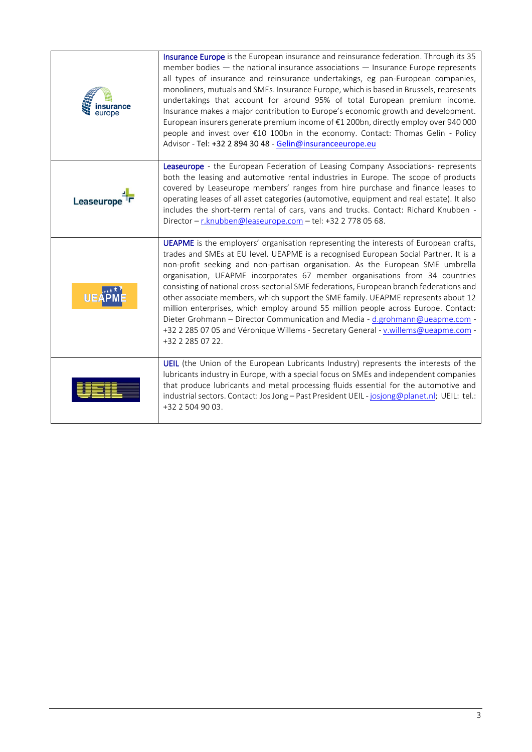| | |
|---|---|
| insurance europe | Insurance Europe is the European insurance and reinsurance federation. Through its 35 member bodies — the national insurance associations — Insurance Europe represents all types of insurance and reinsurance undertakings, eg pan-European companies, monoliners, mutuals and SMEs. Insurance Europe, which is based in Brussels, represents undertakings that account for around 95% of total European premium income. Insurance makes a major contribution to Europe's economic growth and development. European insurers generate premium income of €1 200bn, directly employ over 940 000 people and invest over €10 100bn in the economy. Contact: Thomas Gelin - Policy Advisor - Tel: +32 2 894 30 48 - Gelin@insuranceeurope.eu |
| Leaseurope | Leaseurope - the European Federation of Leasing Company Associations- represents both the leasing and automotive rental industries in Europe. The scope of products covered by Leaseurope members' ranges from hire purchase and finance leases to operating leases of all asset categories (automotive, equipment and real estate). It also includes the short-term rental of cars, vans and trucks. Contact: Richard Knubben - Director – r.knubben@leaseurope.com – tel: +32 2 778 05 68. |
| UEAPME | UEAPME is the employers' organisation representing the interests of European crafts, trades and SMEs at EU level. UEAPME is a recognised European Social Partner. It is a non-profit seeking and non-partisan organisation. As the European SME umbrella organisation, UEAPME incorporates 67 member organisations from 34 countries consisting of national cross-sectorial SME federations, European branch federations and other associate members, which support the SME family. UEAPME represents about 12 million enterprises, which employ around 55 million people across Europe. Contact: Dieter Grohmann – Director Communication and Media - d.grohmann@ueapme.com - +32 2 285 07 05 and Véronique Willems - Secretary General - v.willems@ueapme.com - +32 2 285 07 22. |
| UEIL | UEIL (the Union of the European Lubricants Industry) represents the interests of the lubricants industry in Europe, with a special focus on SMEs and independent companies that produce lubricants and metal processing fluids essential for the automotive and industrial sectors. Contact: Jos Jong – Past President UEIL - josjong@planet.nl; UEIL: tel.: +32 2 504 90 03. |